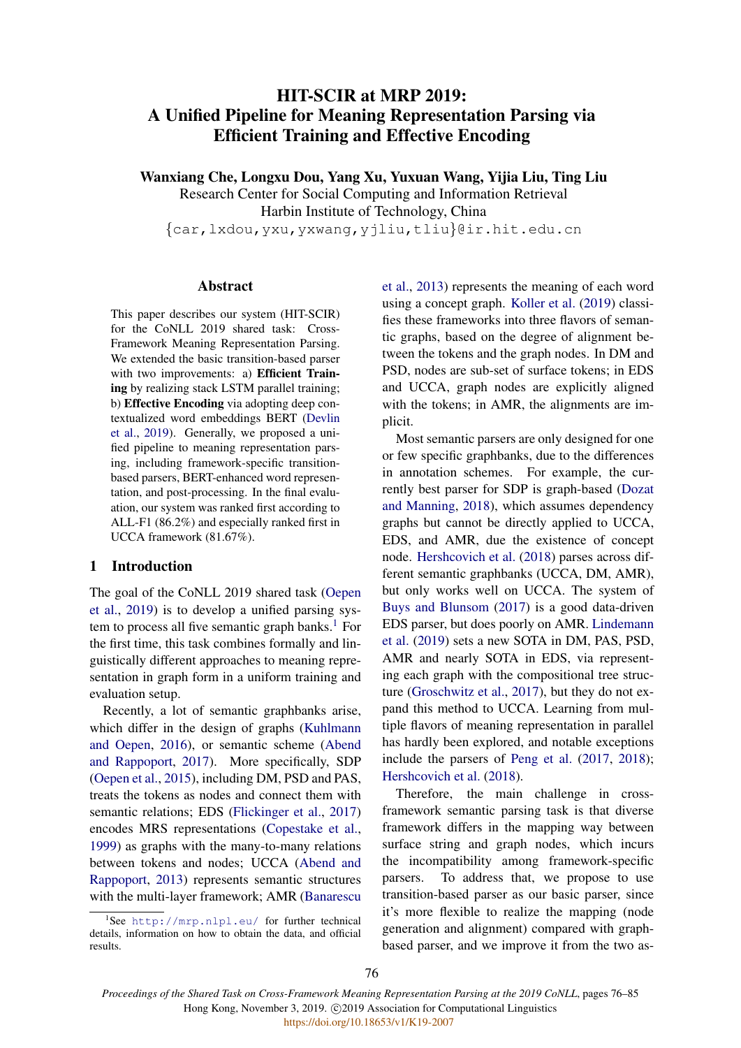# HIT-SCIR at MRP 2019: A Unified Pipeline for Meaning Representation Parsing via Efficient Training and Effective Encoding

**Wanxiang Che, Longxu Dou, Yang Xu, Yuxuan Wang, Yijia Liu, Ting Liu**
Research Center for Social Computing and Information Retrieval
Harbin Institute of Technology, China
{car,lxdou,yxu,yxwang,yjliu,tliu}@ir.hit.edu.cn

## Abstract

This paper describes our system (HIT-SCIR) for the CoNLL 2019 shared task: Cross-Framework Meaning Representation Parsing. We extended the basic transition-based parser with two improvements: a) **Efficient Training** by realizing stack LSTM parallel training; b) **Effective Encoding** via adopting deep contextualized word embeddings BERT (Devlin et al., 2019). Generally, we proposed a unified pipeline to meaning representation parsing, including framework-specific transition-based parsers, BERT-enhanced word representation, and post-processing. In the final evaluation, our system was ranked first according to ALL-F1 (86.2%) and especially ranked first in UCCA framework (81.67%).

## 1 Introduction

The goal of the CoNLL 2019 shared task (Oepen et al., 2019) is to develop a unified parsing system to process all five semantic graph banks.[1] For the first time, this task combines formally and linguistically different approaches to meaning representation in graph form in a uniform training and evaluation setup.

Recently, a lot of semantic graphbanks arise, which differ in the design of graphs (Kuhlmann and Oepen, 2016), or semantic scheme (Abend and Rappoport, 2017). More specifically, SDP (Oepen et al., 2015), including DM, PSD and PAS, treats the tokens as nodes and connect them with semantic relations; EDS (Flickinger et al., 2017) encodes MRS representations (Copestake et al., 1999) as graphs with the many-to-many relations between tokens and nodes; UCCA (Abend and Rappoport, 2013) represents semantic structures with the multi-layer framework; AMR (Banarescu et al., 2013) represents the meaning of each word using a concept graph. Koller et al. (2019) classifies these frameworks into three flavors of semantic graphs, based on the degree of alignment between the tokens and the graph nodes. In DM and PSD, nodes are sub-set of surface tokens; in EDS and UCCA, graph nodes are explicitly aligned with the tokens; in AMR, the alignments are implicit.

Most semantic parsers are only designed for one or few specific graphbanks, due to the differences in annotation schemes. For example, the currently best parser for SDP is graph-based (Dozat and Manning, 2018), which assumes dependency graphs but cannot be directly applied to UCCA, EDS, and AMR, due the existence of concept node. Hershcovich et al. (2018) parses across different semantic graphbanks (UCCA, DM, AMR), but only works well on UCCA. Buys and Blunsom (2017) is a good data-driven EDS parser, but does poorly on AMR. Lindemann et al. (2019) sets a new SOTA in DM, PAS, PSD, AMR and nearly SOTA in EDS, via representing each graph with the compositional tree structure (Groschwitz et al., 2017), but they do not expand this method to UCCA. Learning from multiple flavors of meaning representation in parallel has hardly been explored, and notable exceptions include the parsers of Peng et al. (2017, 2018); Hershcovich et al. (2018).

Therefore, the main challenge in cross-framework semantic parsing task is that diverse framework differs in the mapping way between surface string and graph nodes, which incurs the incompatibility among framework-specific parsers. To address that, we propose to use transition-based parser as our basic parser, since it's more flexible to realize the mapping (node generation and alignment) compared with graph-based parser, and we improve it from the two as-

[1] See http://mrp.nlpl.eu/ for further technical details, information on how to obtain the data, and official results.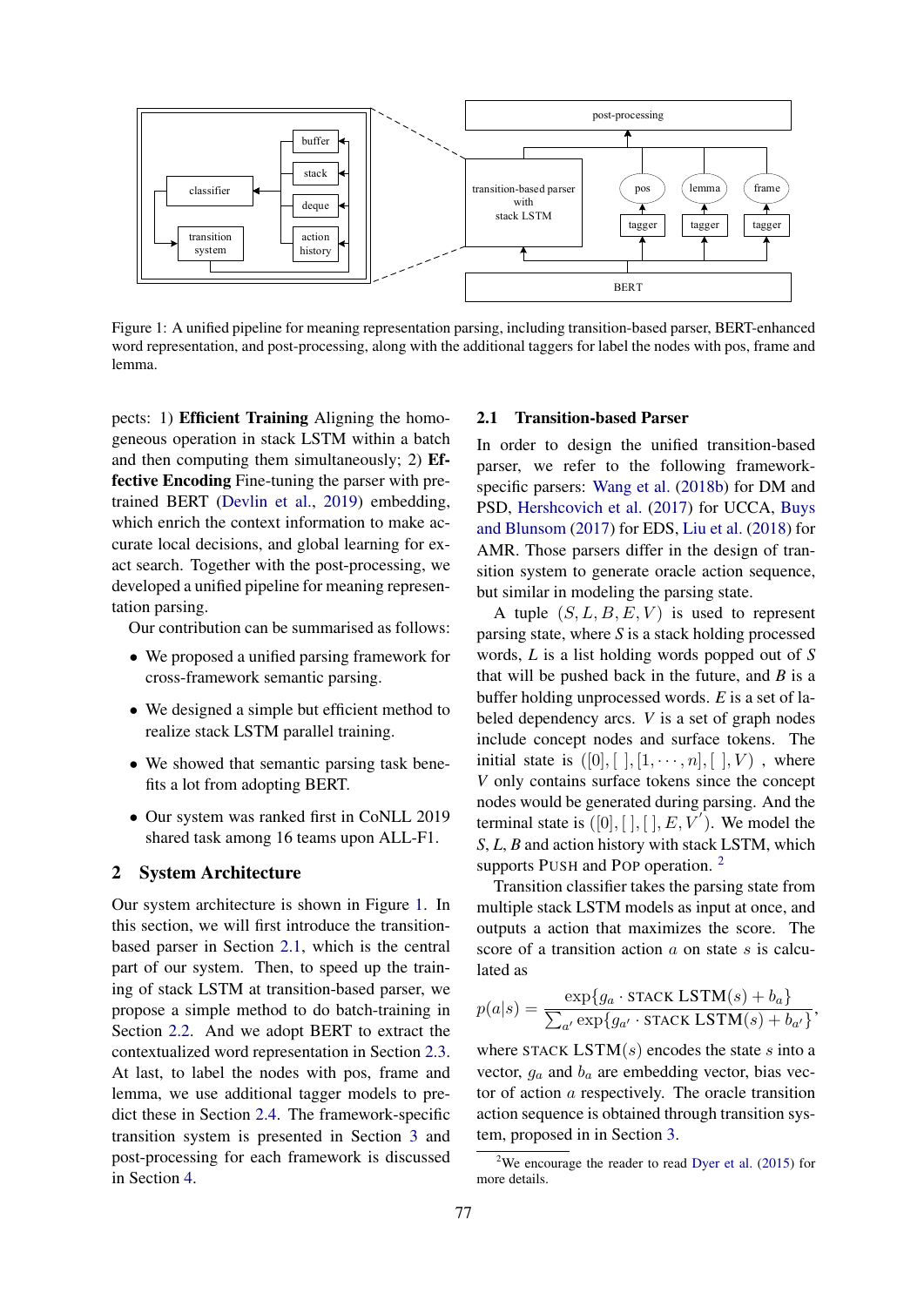Figure 1: A unified pipeline for meaning representation parsing, including transition-based parser, BERT-enhanced word representation, and post-processing, along with the additional taggers for label the nodes with pos, frame and lemma.

pects: 1) **Efficient Training** Aligning the homogeneous operation in stack LSTM within a batch and then computing them simultaneously; 2) **Effective Encoding** Fine-tuning the parser with pretrained BERT (Devlin et al., 2019) embedding, which enrich the context information to make accurate local decisions, and global learning for exact search. Together with the post-processing, we developed a unified pipeline for meaning representation parsing.

Our contribution can be summarised as follows:

- We proposed a unified parsing framework for cross-framework semantic parsing.
- We designed a simple but efficient method to realize stack LSTM parallel training.
- We showed that semantic parsing task benefits a lot from adopting BERT.
- Our system was ranked first in CoNLL 2019 shared task among 16 teams upon ALL-F1.

## 2 System Architecture

Our system architecture is shown in Figure 1. In this section, we will first introduce the transition-based parser in Section 2.1, which is the central part of our system. Then, to speed up the training of stack LSTM at transition-based parser, we propose a simple method to do batch-training in Section 2.2. And we adopt BERT to extract the contextualized word representation in Section 2.3. At last, to label the nodes with pos, frame and lemma, we use additional tagger models to predict these in Section 2.4. The framework-specific transition system is presented in Section 3 and post-processing for each framework is discussed in Section 4.

### 2.1 Transition-based Parser

In order to design the unified transition-based parser, we refer to the following framework-specific parsers: Wang et al. (2018b) for DM and PSD, Hershcovich et al. (2017) for UCCA, Buys and Blunsom (2017) for EDS, Liu et al. (2018) for AMR. Those parsers differ in the design of transition system to generate oracle action sequence, but similar in modeling the parsing state.

A tuple $(S, L, B, E, V)$ is used to represent parsing state, where $S$ is a stack holding processed words, $L$ is a list holding words popped out of $S$ that will be pushed back in the future, and $B$ is a buffer holding unprocessed words. $E$ is a set of labeled dependency arcs. $V$ is a set of graph nodes include concept nodes and surface tokens. The initial state is $([0], [\ ], [1, \cdots, n], [\ ], V)$ , where $V$ only contains surface tokens since the concept nodes would be generated during parsing. And the terminal state is $([0], [\ ], [\ ], E, V')$. We model the $S$, $L$, $B$ and action history with stack LSTM, which supports Push and Pop operation. [2]

Transition classifier takes the parsing state from multiple stack LSTM models as input at once, and outputs a action that maximizes the score. The score of a transition action $a$ on state $s$ is calculated as

$$p(a|s) = \frac{\exp\{g_a \cdot \text{STACK LSTM}(s) + b_a\}}{\sum_{a'} \exp\{g_{a'} \cdot \text{STACK LSTM}(s) + b_{a'}\}},$$

where $\text{STACK LSTM}(s)$ encodes the state $s$ into a vector, $g_a$ and $b_a$ are embedding vector, bias vector of action $a$ respectively. The oracle transition action sequence is obtained through transition system, proposed in in Section 3.

[2] We encourage the reader to read Dyer et al. (2015) for more details.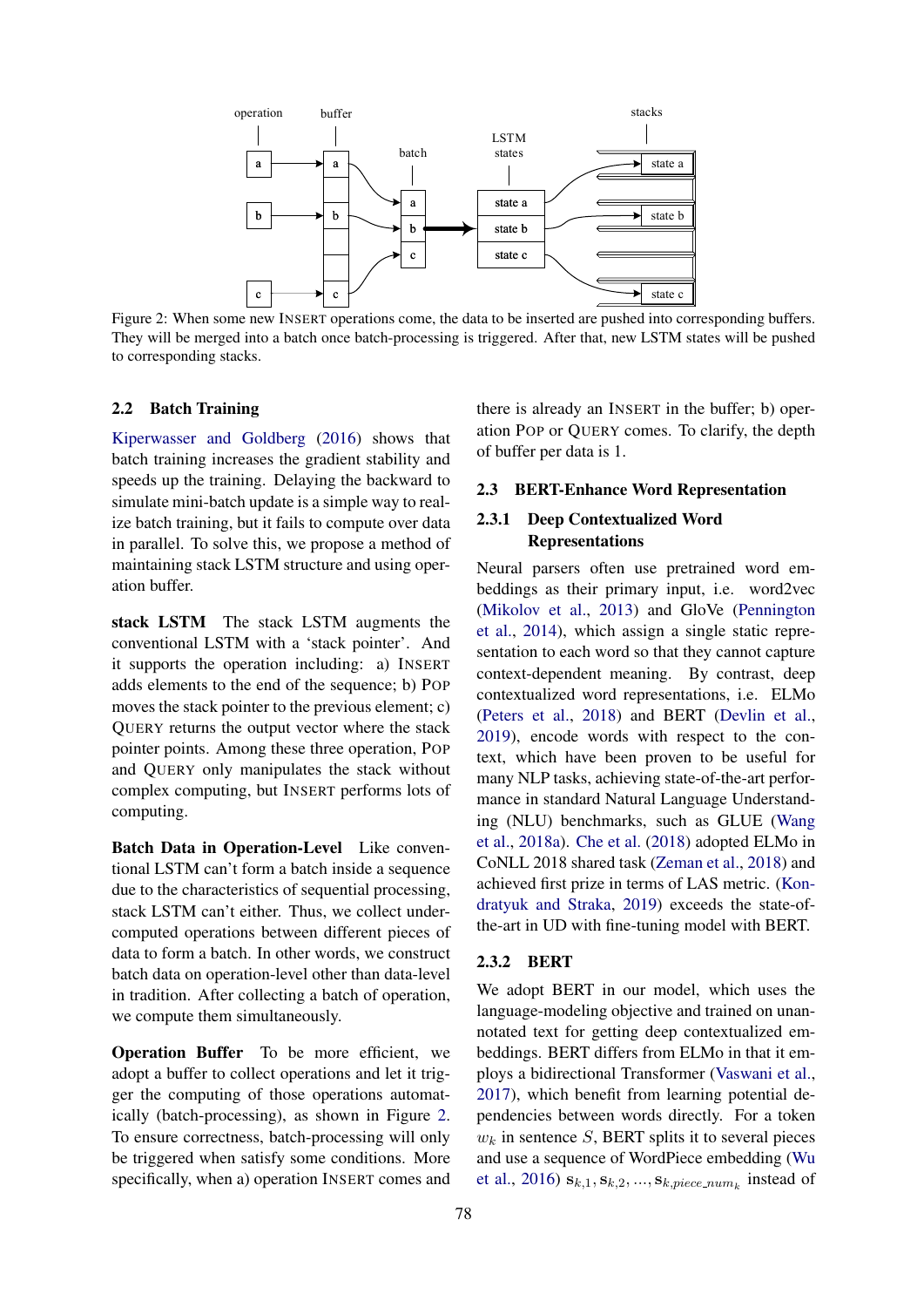Figure 2: When some new INSERT operations come, the data to be inserted are pushed into corresponding buffers. They will be merged into a batch once batch-processing is triggered. After that, new LSTM states will be pushed to corresponding stacks.

### 2.2 Batch Training

Kiperwasser and Goldberg (2016) shows that batch training increases the gradient stability and speeds up the training. Delaying the backward to simulate mini-batch update is a simple way to realize batch training, but it fails to compute over data in parallel. To solve this, we propose a method of maintaining stack LSTM structure and using operation buffer.

**stack LSTM** The stack LSTM augments the conventional LSTM with a 'stack pointer'. And it supports the operation including: a) INSERT adds elements to the end of the sequence; b) POP moves the stack pointer to the previous element; c) QUERY returns the output vector where the stack pointer points. Among these three operation, POP and QUERY only manipulates the stack without complex computing, but INSERT performs lots of computing.

**Batch Data in Operation-Level** Like conventional LSTM can't form a batch inside a sequence due to the characteristics of sequential processing, stack LSTM can't either. Thus, we collect undercomputed operations between different pieces of data to form a batch. In other words, we construct batch data on operation-level other than data-level in tradition. After collecting a batch of operation, we compute them simultaneously.

**Operation Buffer** To be more efficient, we adopt a buffer to collect operations and let it trigger the computing of those operations automatically (batch-processing), as shown in Figure 2. To ensure correctness, batch-processing will only be triggered when satisfy some conditions. More specifically, when a) operation INSERT comes and there is already an INSERT in the buffer; b) operation POP or QUERY comes. To clarify, the depth of buffer per data is 1.

### 2.3 BERT-Enhance Word Representation

#### 2.3.1 Deep Contextualized Word Representations

Neural parsers often use pretrained word embeddings as their primary input, i.e. word2vec (Mikolov et al., 2013) and GloVe (Pennington et al., 2014), which assign a single static representation to each word so that they cannot capture context-dependent meaning. By contrast, deep contextualized word representations, i.e. ELMo (Peters et al., 2018) and BERT (Devlin et al., 2019), encode words with respect to the context, which have been proven to be useful for many NLP tasks, achieving state-of-the-art performance in standard Natural Language Understanding (NLU) benchmarks, such as GLUE (Wang et al., 2018a). Che et al. (2018) adopted ELMo in CoNLL 2018 shared task (Zeman et al., 2018) and achieved first prize in terms of LAS metric. (Kondratyuk and Straka, 2019) exceeds the state-of-the-art in UD with fine-tuning model with BERT.

#### 2.3.2 BERT

We adopt BERT in our model, which uses the language-modeling objective and trained on unannotated text for getting deep contextualized embeddings. BERT differs from ELMo in that it employs a bidirectional Transformer (Vaswani et al., 2017), which benefit from learning potential dependencies between words directly. For a token $w_k$ in sentence $S$, BERT splits it to several pieces and use a sequence of WordPiece embedding (Wu et al., 2016) $\mathbf{s}_{k,1}, \mathbf{s}_{k,2}, ..., \mathbf{s}_{k,piece\_num_k}$ instead of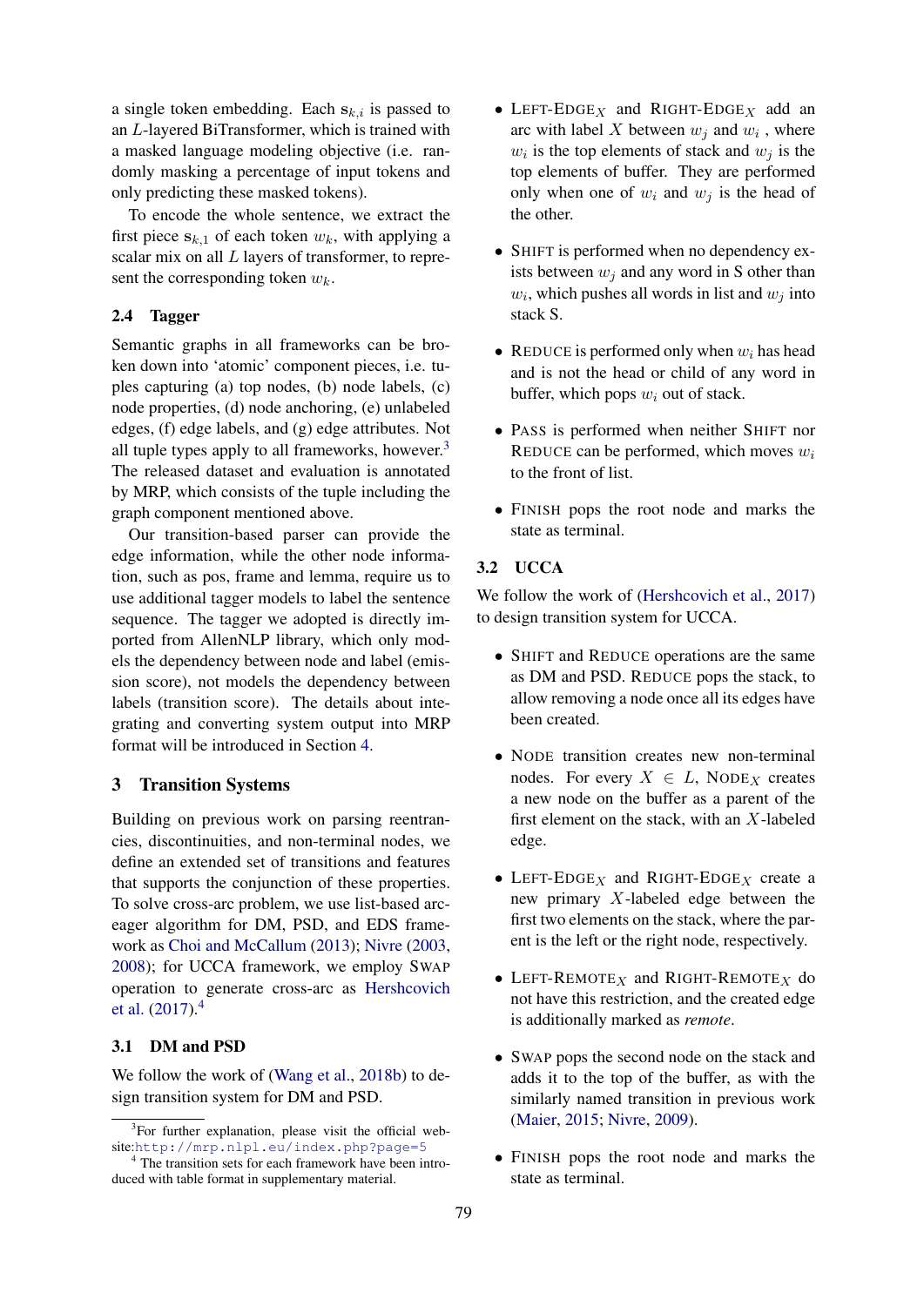a single token embedding. Each $\mathbf{s}_{k,i}$ is passed to an $L$-layered BiTransformer, which is trained with a masked language modeling objective (i.e. randomly masking a percentage of input tokens and only predicting these masked tokens).

To encode the whole sentence, we extract the first piece $\mathbf{s}_{k,1}$ of each token $w_k$, with applying a scalar mix on all $L$ layers of transformer, to represent the corresponding token $w_k$.

### 2.4 Tagger

Semantic graphs in all frameworks can be broken down into 'atomic' component pieces, i.e. tuples capturing (a) top nodes, (b) node labels, (c) node properties, (d) node anchoring, (e) unlabeled edges, (f) edge labels, and (g) edge attributes. Not all tuple types apply to all frameworks, however.[3] The released dataset and evaluation is annotated by MRP, which consists of the tuple including the graph component mentioned above.

Our transition-based parser can provide the edge information, while the other node information, such as pos, frame and lemma, require us to use additional tagger models to label the sentence sequence. The tagger we adopted is directly imported from AllenNLP library, which only models the dependency between node and label (emission score), not models the dependency between labels (transition score). The details about integrating and converting system output into MRP format will be introduced in Section 4.

## 3 Transition Systems

Building on previous work on parsing reentrancies, discontinuities, and non-terminal nodes, we define an extended set of transitions and features that supports the conjunction of these properties. To solve cross-arc problem, we use list-based arc-eager algorithm for DM, PSD, and EDS framework as Choi and McCallum (2013); Nivre (2003, 2008); for UCCA framework, we employ SWAP operation to generate cross-arc as Hershcovich et al. (2017).[4]

### 3.1 DM and PSD

We follow the work of (Wang et al., 2018b) to design transition system for DM and PSD.

- LEFT-EDGE$_X$ and RIGHT-EDGE$_X$ add an arc with label $X$ between $w_j$ and $w_i$ , where $w_i$ is the top elements of stack and $w_j$ is the top elements of buffer. They are performed only when one of $w_i$ and $w_j$ is the head of the other.
- SHIFT is performed when no dependency exists between $w_j$ and any word in S other than $w_i$, which pushes all words in list and $w_j$ into stack S.
- REDUCE is performed only when $w_i$ has head and is not the head or child of any word in buffer, which pops $w_i$ out of stack.
- PASS is performed when neither SHIFT nor REDUCE can be performed, which moves $w_i$ to the front of list.
- FINISH pops the root node and marks the state as terminal.

### 3.2 UCCA

We follow the work of (Hershcovich et al., 2017) to design transition system for UCCA.

- SHIFT and REDUCE operations are the same as DM and PSD. REDUCE pops the stack, to allow removing a node once all its edges have been created.
- NODE transition creates new non-terminal nodes. For every $X \in L$, NODE$_X$ creates a new node on the buffer as a parent of the first element on the stack, with an $X$-labeled edge.
- LEFT-EDGE$_X$ and RIGHT-EDGE$_X$ create a new primary $X$-labeled edge between the first two elements on the stack, where the parent is the left or the right node, respectively.
- LEFT-REMOTE$_X$ and RIGHT-REMOTE$_X$ do not have this restriction, and the created edge is additionally marked as *remote*.
- SWAP pops the second node on the stack and adds it to the top of the buffer, as with the similarly named transition in previous work (Maier, 2015; Nivre, 2009).
- FINISH pops the root node and marks the state as terminal.

[3] For further explanation, please visit the official website: http://mrp.nlpl.eu/index.php?page=5

[4] The transition sets for each framework have been introduced with table format in supplementary material.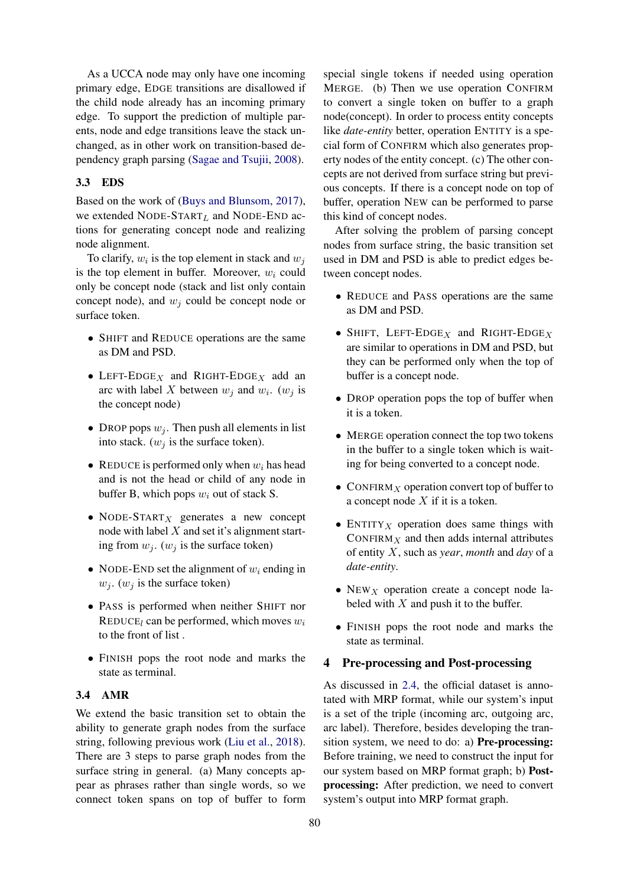As a UCCA node may only have one incoming primary edge, EDGE transitions are disallowed if the child node already has an incoming primary edge. To support the prediction of multiple parents, node and edge transitions leave the stack unchanged, as in other work on transition-based dependency graph parsing (Sagae and Tsujii, 2008).

### 3.3 EDS

Based on the work of (Buys and Blunsom, 2017), we extended NODE-START$_L$ and NODE-END actions for generating concept node and realizing node alignment.

To clarify, $w_i$ is the top element in stack and $w_j$ is the top element in buffer. Moreover, $w_i$ could only be concept node (stack and list only contain concept node), and $w_j$ could be concept node or surface token.

- SHIFT and REDUCE operations are the same as DM and PSD.
- LEFT-EDGE$_X$ and RIGHT-EDGE$_X$ add an arc with label $X$ between $w_j$ and $w_i$. ($w_j$ is the concept node)
- DROP pops $w_j$. Then push all elements in list into stack. ($w_j$ is the surface token).
- REDUCE is performed only when $w_i$ has head and is not the head or child of any node in buffer B, which pops $w_i$ out of stack S.
- NODE-START$_X$ generates a new concept node with label $X$ and set it's alignment starting from $w_j$. ($w_j$ is the surface token)
- NODE-END set the alignment of $w_i$ ending in $w_j$. ($w_j$ is the surface token)
- PASS is performed when neither SHIFT nor REDUCE$_l$ can be performed, which moves $w_i$ to the front of list .
- FINISH pops the root node and marks the state as terminal.

### 3.4 AMR

We extend the basic transition set to obtain the ability to generate graph nodes from the surface string, following previous work (Liu et al., 2018). There are 3 steps to parse graph nodes from the surface string in general. (a) Many concepts appear as phrases rather than single words, so we connect token spans on top of buffer to form special single tokens if needed using operation MERGE. (b) Then we use operation CONFIRM to convert a single token on buffer to a graph node(concept). In order to process entity concepts like *date-entity* better, operation ENTITY is a special form of CONFIRM which also generates property nodes of the entity concept. (c) The other concepts are not derived from surface string but previous concepts. If there is a concept node on top of buffer, operation NEW can be performed to parse this kind of concept nodes.

After solving the problem of parsing concept nodes from surface string, the basic transition set used in DM and PSD is able to predict edges between concept nodes.

- REDUCE and PASS operations are the same as DM and PSD.
- SHIFT, LEFT-EDGE$_X$ and RIGHT-EDGE$_X$ are similar to operations in DM and PSD, but they can be performed only when the top of buffer is a concept node.
- DROP operation pops the top of buffer when it is a token.
- MERGE operation connect the top two tokens in the buffer to a single token which is waiting for being converted to a concept node.
- CONFIRM$_X$ operation convert top of buffer to a concept node $X$ if it is a token.
- ENTITY$_X$ operation does same things with CONFIRM$_X$ and then adds internal attributes of entity $X$, such as *year*, *month* and *day* of a *date-entity*.
- NEW$_X$ operation create a concept node labeled with $X$ and push it to the buffer.
- FINISH pops the root node and marks the state as terminal.

## 4 Pre-processing and Post-processing

As discussed in 2.4, the official dataset is annotated with MRP format, while our system's input is a set of the triple (incoming arc, outgoing arc, arc label). Therefore, besides developing the transition system, we need to do: a) **Pre-processing:** Before training, we need to construct the input for our system based on MRP format graph; b) **Post-processing:** After prediction, we need to convert system's output into MRP format graph.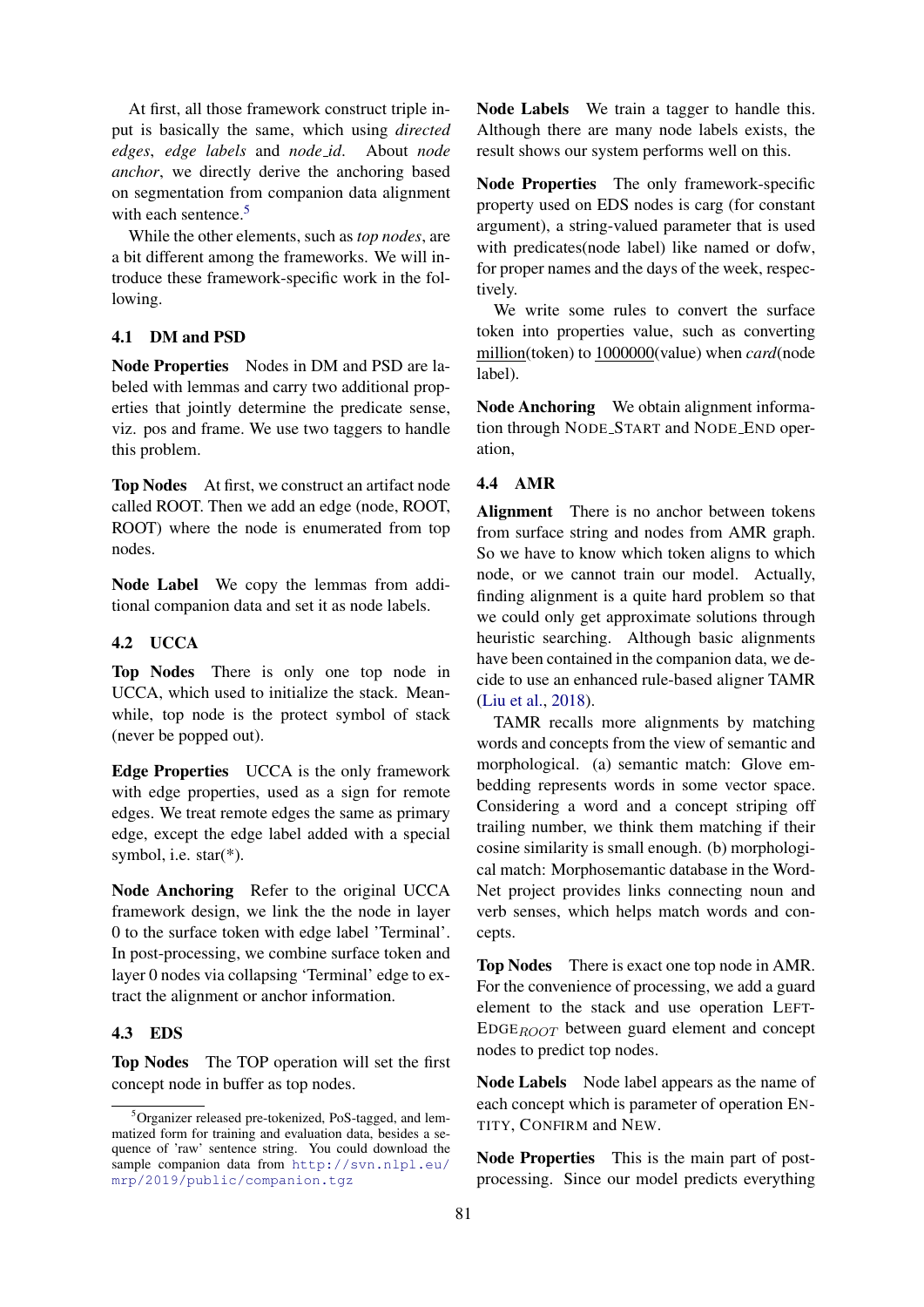At first, all those framework construct triple input is basically the same, which using *directed edges*, *edge labels* and *node_id*. About *node anchor*, we directly derive the anchoring based on segmentation from companion data alignment with each sentence.[5]

While the other elements, such as *top nodes*, are a bit different among the frameworks. We will introduce these framework-specific work in the following.

### 4.1 DM and PSD

**Node Properties** Nodes in DM and PSD are labeled with lemmas and carry two additional properties that jointly determine the predicate sense, viz. pos and frame. We use two taggers to handle this problem.

**Top Nodes** At first, we construct an artifact node called ROOT. Then we add an edge (node, ROOT, ROOT) where the node is enumerated from top nodes.

**Node Label** We copy the lemmas from additional companion data and set it as node labels.

### 4.2 UCCA

**Top Nodes** There is only one top node in UCCA, which used to initialize the stack. Meanwhile, top node is the protect symbol of stack (never be popped out).

**Edge Properties** UCCA is the only framework with edge properties, used as a sign for remote edges. We treat remote edges the same as primary edge, except the edge label added with a special symbol, i.e. star(*).

**Node Anchoring** Refer to the original UCCA framework design, we link the the node in layer 0 to the surface token with edge label 'Terminal'. In post-processing, we combine surface token and layer 0 nodes via collapsing 'Terminal' edge to extract the alignment or anchor information.

### 4.3 EDS

**Top Nodes** The TOP operation will set the first concept node in buffer as top nodes.

**Node Labels** We train a tagger to handle this. Although there are many node labels exists, the result shows our system performs well on this.

**Node Properties** The only framework-specific property used on EDS nodes is carg (for constant argument), a string-valued parameter that is used with predicates(node label) like named or dofw, for proper names and the days of the week, respectively.

We write some rules to convert the surface token into properties value, such as converting million(token) to 1000000(value) when *card*(node label).

**Node Anchoring** We obtain alignment information through NODE_START and NODE_END operation,

### 4.4 AMR

**Alignment** There is no anchor between tokens from surface string and nodes from AMR graph. So we have to know which token aligns to which node, or we cannot train our model. Actually, finding alignment is a quite hard problem so that we could only get approximate solutions through heuristic searching. Although basic alignments have been contained in the companion data, we decide to use an enhanced rule-based aligner TAMR (Liu et al., 2018).

TAMR recalls more alignments by matching words and concepts from the view of semantic and morphological. (a) semantic match: Glove embedding represents words in some vector space. Considering a word and a concept striping off trailing number, we think them matching if their cosine similarity is small enough. (b) morphological match: Morphosemantic database in the WordNet project provides links connecting noun and verb senses, which helps match words and concepts.

**Top Nodes** There is exact one top node in AMR. For the convenience of processing, we add a guard element to the stack and use operation LEFT-EDGE$_{ROOT}$ between guard element and concept nodes to predict top nodes.

**Node Labels** Node label appears as the name of each concept which is parameter of operation ENTITY, CONFIRM and NEW.

**Node Properties** This is the main part of post-processing. Since our model predicts everything

[5] Organizer released pre-tokenized, PoS-tagged, and lemmatized form for training and evaluation data, besides a sequence of 'raw' sentence string. You could download the sample companion data from http://svn.nlpl.eu/mrp/2019/public/companion.tgz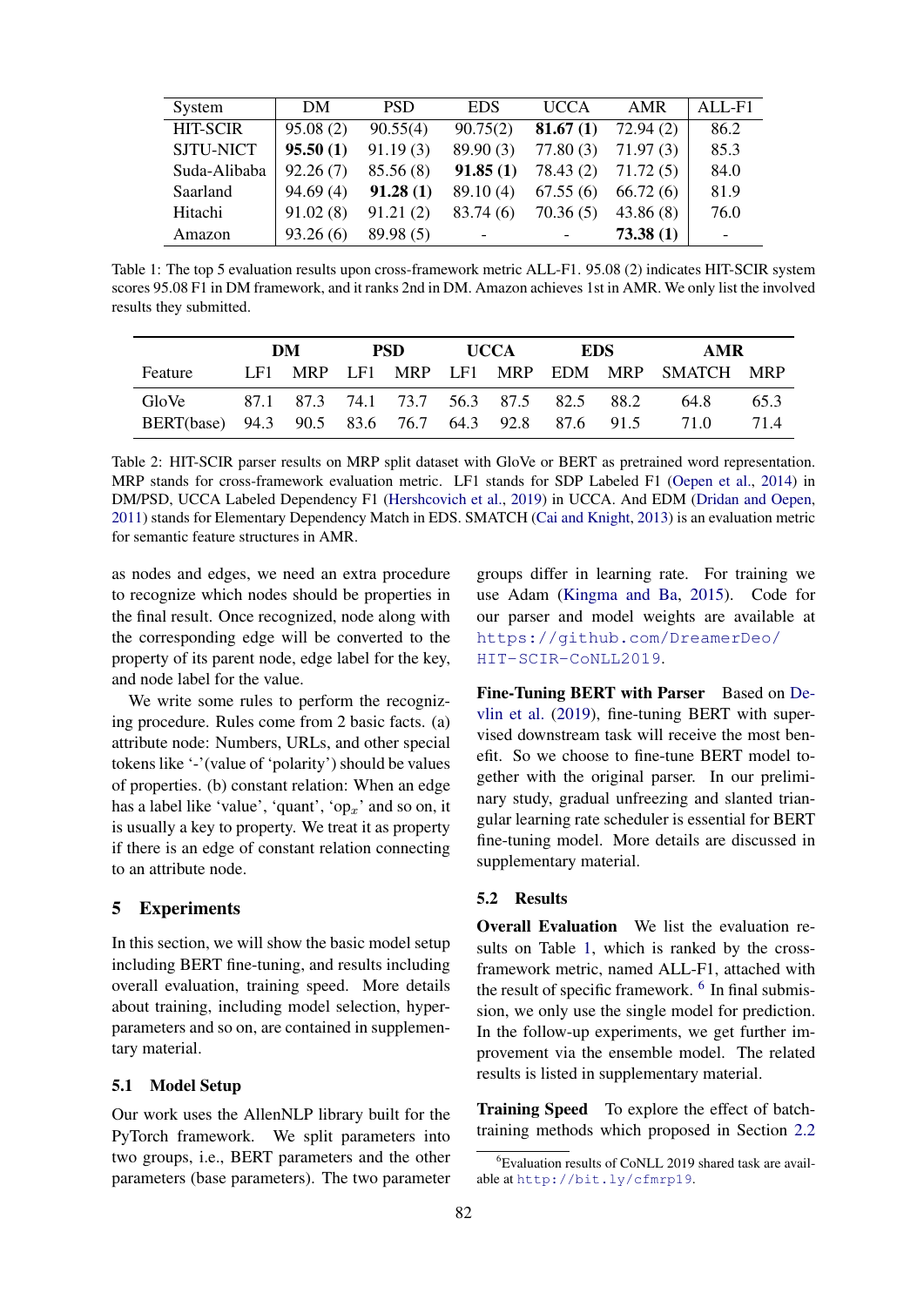| System | DM | PSD | EDS | UCCA | AMR | ALL-F1 |
|---|---|---|---|---|---|---|
| HIT-SCIR | 95.08 (2) | 90.55(4) | 90.75(2) | **81.67 (1)** | 72.94 (2) | 86.2 |
| SJTU-NICT | **95.50 (1)** | 91.19 (3) | 89.90 (3) | 77.80 (3) | 71.97 (3) | 85.3 |
| Suda-Alibaba | 92.26 (7) | 85.56 (8) | **91.85 (1)** | 78.43 (2) | 71.72 (5) | 84.0 |
| Saarland | 94.69 (4) | **91.28 (1)** | 89.10 (4) | 67.55 (6) | 66.72 (6) | 81.9 |
| Hitachi | 91.02 (8) | 91.21 (2) | 83.74 (6) | 70.36 (5) | 43.86 (8) | 76.0 |
| Amazon | 93.26 (6) | 89.98 (5) | - | - | **73.38 (1)** | - |

Table 1: The top 5 evaluation results upon cross-framework metric ALL-F1. 95.08 (2) indicates HIT-SCIR system scores 95.08 F1 in DM framework, and it ranks 2nd in DM. Amazon achieves 1st in AMR. We only list the involved results they submitted.

| | **DM** | | **PSD** | | **UCCA** | | **EDS** | | **AMR** | |
|---|---|---|---|---|---|---|---|---|---|---|
| Feature | LF1 | MRP | LF1 | MRP | LF1 | MRP | EDM | MRP | SMATCH | MRP |
| GloVe | 87.1 | 87.3 | 74.1 | 73.7 | 56.3 | 87.5 | 82.5 | 88.2 | 64.8 | 65.3 |
| BERT(base) | 94.3 | 90.5 | 83.6 | 76.7 | 64.3 | 92.8 | 87.6 | 91.5 | 71.0 | 71.4 |

Table 2: HIT-SCIR parser results on MRP split dataset with GloVe or BERT as pretrained word representation. MRP stands for cross-framework evaluation metric. LF1 stands for SDP Labeled F1 (Oepen et al., 2014) in DM/PSD, UCCA Labeled Dependency F1 (Hershcovich et al., 2019) in UCCA. And EDM (Dridan and Oepen, 2011) stands for Elementary Dependency Match in EDS. SMATCH (Cai and Knight, 2013) is an evaluation metric for semantic feature structures in AMR.

as nodes and edges, we need an extra procedure to recognize which nodes should be properties in the final result. Once recognized, node along with the corresponding edge will be converted to the property of its parent node, edge label for the key, and node label for the value.

We write some rules to perform the recognizing procedure. Rules come from 2 basic facts. (a) attribute node: Numbers, URLs, and other special tokens like '-'(value of 'polarity') should be values of properties. (b) constant relation: When an edge has a label like 'value', 'quant', 'op$_x$' and so on, it is usually a key to property. We treat it as property if there is an edge of constant relation connecting to an attribute node.

## 5 Experiments

In this section, we will show the basic model setup including BERT fine-tuning, and results including overall evaluation, training speed. More details about training, including model selection, hyperparameters and so on, are contained in supplementary material.

### 5.1 Model Setup

Our work uses the AllenNLP library built for the PyTorch framework. We split parameters into two groups, i.e., BERT parameters and the other parameters (base parameters). The two parameter groups differ in learning rate. For training we use Adam (Kingma and Ba, 2015). Code for our parser and model weights are available at https://github.com/DreamerDeo/HIT-SCIR-CoNLL2019.

**Fine-Tuning BERT with Parser** Based on Devlin et al. (2019), fine-tuning BERT with supervised downstream task will receive the most benefit. So we choose to fine-tune BERT model together with the original parser. In our preliminary study, gradual unfreezing and slanted triangular learning rate scheduler is essential for BERT fine-tuning model. More details are discussed in supplementary material.

### 5.2 Results

**Overall Evaluation** We list the evaluation results on Table 1, which is ranked by the cross-framework metric, named ALL-F1, attached with the result of specific framework. [6] In final submission, we only use the single model for prediction. In the follow-up experiments, we get further improvement via the ensemble model. The related results is listed in supplementary material.

**Training Speed** To explore the effect of batch-training methods which proposed in Section 2.2

[6] Evaluation results of CoNLL 2019 shared task are available at http://bit.ly/cfmrp19.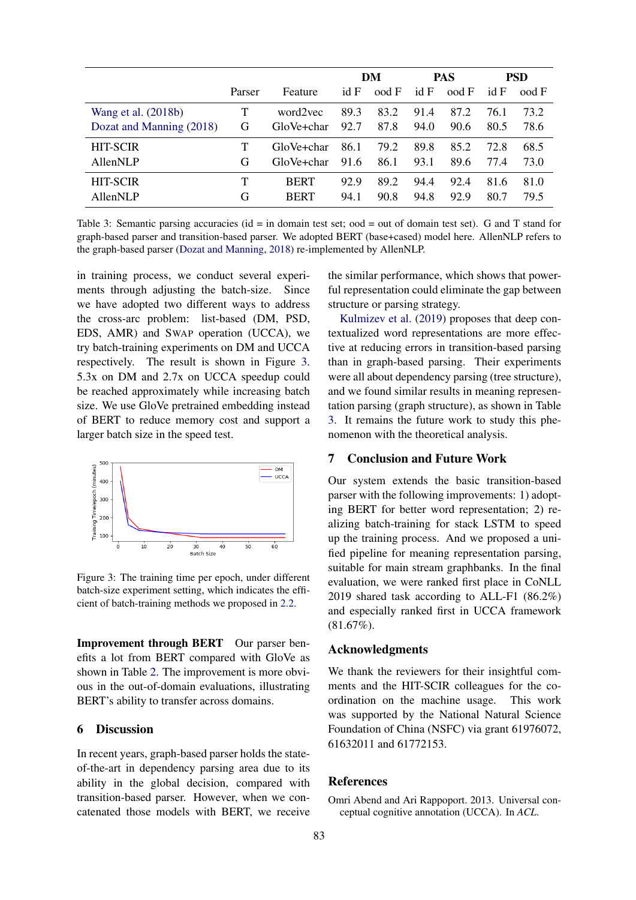| | Parser | Feature | DM | | PAS | | PSD | |
|---|---|---|---|---|---|---|---|---|
| | | | id F | ood F | id F | ood F | id F | ood F |
| Wang et al. (2018b) | T | word2vec | 89.3 | 83.2 | 91.4 | 87.2 | 76.1 | 73.2 |
| Dozat and Manning (2018) | G | GloVe+char | 92.7 | 87.8 | 94.0 | 90.6 | 80.5 | 78.6 |
| HIT-SCIR | T | GloVe+char | 86.1 | 79.2 | 89.8 | 85.2 | 72.8 | 68.5 |
| AllenNLP | G | GloVe+char | 91.6 | 86.1 | 93.1 | 89.6 | 77.4 | 73.0 |
| HIT-SCIR | T | BERT | 92.9 | 89.2 | 94.4 | 92.4 | 81.6 | 81.0 |
| AllenNLP | G | BERT | 94.1 | 90.8 | 94.8 | 92.9 | 80.7 | 79.5 |

Table 3: Semantic parsing accuracies (id = in domain test set; ood = out of domain test set). G and T stand for graph-based parser and transition-based parser. We adopted BERT (base+cased) model here. AllenNLP refers to the graph-based parser (Dozat and Manning, 2018) re-implemented by AllenNLP.

in training process, we conduct several experiments through adjusting the batch-size. Since we have adopted two different ways to address the cross-arc problem: list-based (DM, PSD, EDS, AMR) and SWAP operation (UCCA), we try batch-training experiments on DM and UCCA respectively. The result is shown in Figure 3. 5.3x on DM and 2.7x on UCCA speedup could be reached approximately while increasing batch size. We use GloVe pretrained embedding instead of BERT to reduce memory cost and support a larger batch size in the speed test.

Figure 3: The training time per epoch, under different batch-size experiment setting, which indicates the efficient of batch-training methods we proposed in 2.2.

**Improvement through BERT** Our parser benefits a lot from BERT compared with GloVe as shown in Table 2. The improvement is more obvious in the out-of-domain evaluations, illustrating BERT's ability to transfer across domains.

## 6 Discussion

In recent years, graph-based parser holds the state-of-the-art in dependency parsing area due to its ability in the global decision, compared with transition-based parser. However, when we concatenated those models with BERT, we receive the similar performance, which shows that powerful representation could eliminate the gap between structure or parsing strategy.

Kulmizev et al. (2019) proposes that deep contextualized word representations are more effective at reducing errors in transition-based parsing than in graph-based parsing. Their experiments were all about dependency parsing (tree structure), and we found similar results in meaning representation parsing (graph structure), as shown in Table 3. It remains the future work to study this phenomenon with the theoretical analysis.

## 7 Conclusion and Future Work

Our system extends the basic transition-based parser with the following improvements: 1) adopting BERT for better word representation; 2) realizing batch-training for stack LSTM to speed up the training process. And we proposed a unified pipeline for meaning representation parsing, suitable for main stream graphbanks. In the final evaluation, we were ranked first place in CoNLL 2019 shared task according to ALL-F1 (86.2%) and especially ranked first in UCCA framework (81.67%).

## Acknowledgments

We thank the reviewers for their insightful comments and the HIT-SCIR colleagues for the coordination on the machine usage. This work was supported by the National Natural Science Foundation of China (NSFC) via grant 61976072, 61632011 and 61772153.

## References

Omri Abend and Ari Rappoport. 2013. Universal conceptual cognitive annotation (UCCA). In *ACL*.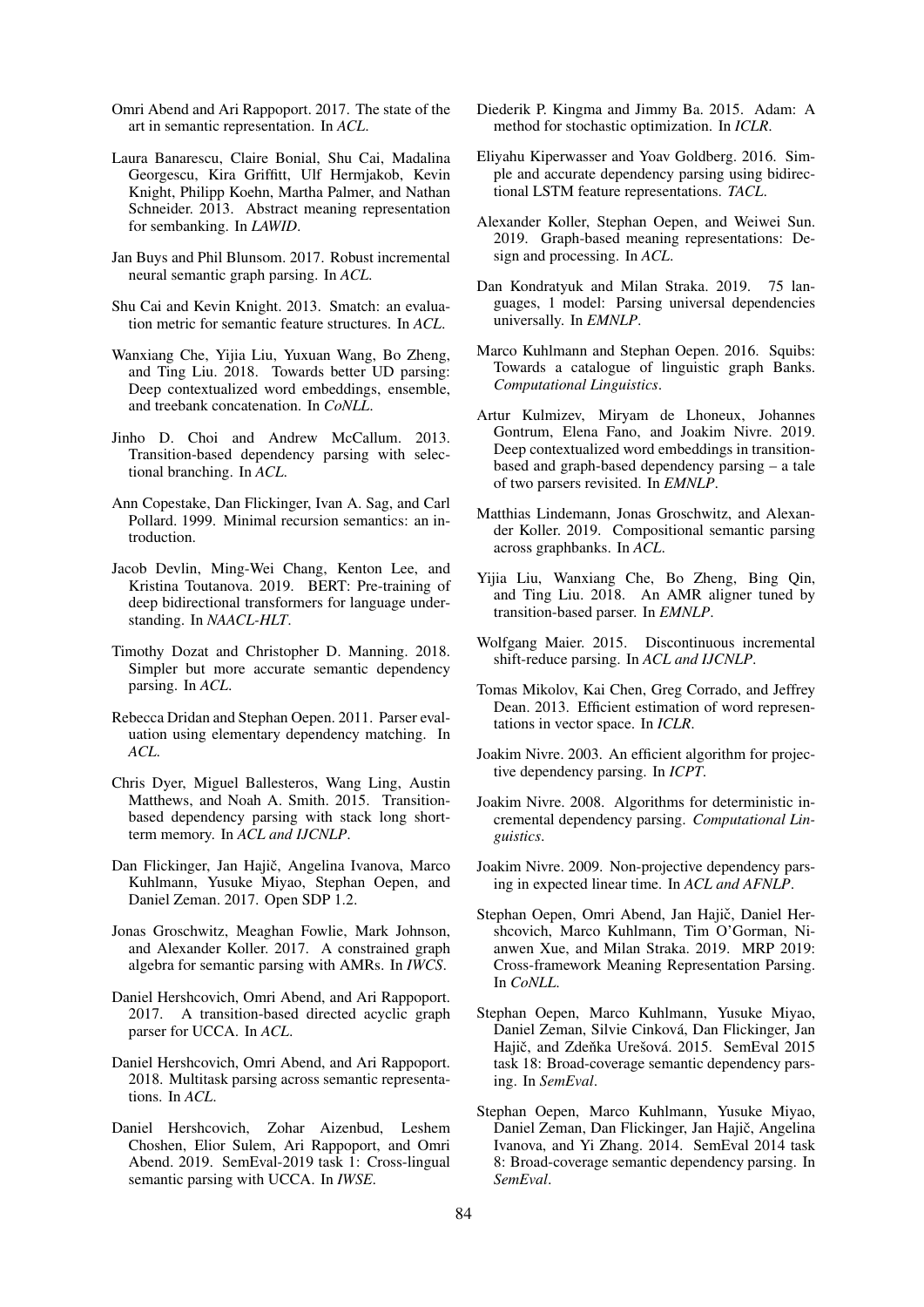Omri Abend and Ari Rappoport. 2017. The state of the art in semantic representation. In *ACL*.

Laura Banarescu, Claire Bonial, Shu Cai, Madalina Georgescu, Kira Griffitt, Ulf Hermjakob, Kevin Knight, Philipp Koehn, Martha Palmer, and Nathan Schneider. 2013. Abstract meaning representation for sembanking. In *LAWID*.

Jan Buys and Phil Blunsom. 2017. Robust incremental neural semantic graph parsing. In *ACL*.

Shu Cai and Kevin Knight. 2013. Smatch: an evaluation metric for semantic feature structures. In *ACL*.

Wanxiang Che, Yijia Liu, Yuxuan Wang, Bo Zheng, and Ting Liu. 2018. Towards better UD parsing: Deep contextualized word embeddings, ensemble, and treebank concatenation. In *CoNLL*.

Jinho D. Choi and Andrew McCallum. 2013. Transition-based dependency parsing with selectional branching. In *ACL*.

Ann Copestake, Dan Flickinger, Ivan A. Sag, and Carl Pollard. 1999. Minimal recursion semantics: an introduction.

Jacob Devlin, Ming-Wei Chang, Kenton Lee, and Kristina Toutanova. 2019. BERT: Pre-training of deep bidirectional transformers for language understanding. In *NAACL-HLT*.

Timothy Dozat and Christopher D. Manning. 2018. Simpler but more accurate semantic dependency parsing. In *ACL*.

Rebecca Dridan and Stephan Oepen. 2011. Parser evaluation using elementary dependency matching. In *ACL*.

Chris Dyer, Miguel Ballesteros, Wang Ling, Austin Matthews, and Noah A. Smith. 2015. Transition-based dependency parsing with stack long short-term memory. In *ACL and IJCNLP*.

Dan Flickinger, Jan Hajič, Angelina Ivanova, Marco Kuhlmann, Yusuke Miyao, Stephan Oepen, and Daniel Zeman. 2017. Open SDP 1.2.

Jonas Groschwitz, Meaghan Fowlie, Mark Johnson, and Alexander Koller. 2017. A constrained graph algebra for semantic parsing with AMRs. In *IWCS*.

Daniel Hershcovich, Omri Abend, and Ari Rappoport. 2017. A transition-based directed acyclic graph parser for UCCA. In *ACL*.

Daniel Hershcovich, Omri Abend, and Ari Rappoport. 2018. Multitask parsing across semantic representations. In *ACL*.

Daniel Hershcovich, Zohar Aizenbud, Leshem Choshen, Elior Sulem, Ari Rappoport, and Omri Abend. 2019. SemEval-2019 task 1: Cross-lingual semantic parsing with UCCA. In *IWSE*.

Diederik P. Kingma and Jimmy Ba. 2015. Adam: A method for stochastic optimization. In *ICLR*.

Eliyahu Kiperwasser and Yoav Goldberg. 2016. Simple and accurate dependency parsing using bidirectional LSTM feature representations. *TACL*.

Alexander Koller, Stephan Oepen, and Weiwei Sun. 2019. Graph-based meaning representations: Design and processing. In *ACL*.

Dan Kondratyuk and Milan Straka. 2019. 75 languages, 1 model: Parsing universal dependencies universally. In *EMNLP*.

Marco Kuhlmann and Stephan Oepen. 2016. Squibs: Towards a catalogue of linguistic graph Banks. *Computational Linguistics*.

Artur Kulmizev, Miryam de Lhoneux, Johannes Gontrum, Elena Fano, and Joakim Nivre. 2019. Deep contextualized word embeddings in transition-based and graph-based dependency parsing – a tale of two parsers revisited. In *EMNLP*.

Matthias Lindemann, Jonas Groschwitz, and Alexander Koller. 2019. Compositional semantic parsing across graphbanks. In *ACL*.

Yijia Liu, Wanxiang Che, Bo Zheng, Bing Qin, and Ting Liu. 2018. An AMR aligner tuned by transition-based parser. In *EMNLP*.

Wolfgang Maier. 2015. Discontinuous incremental shift-reduce parsing. In *ACL and IJCNLP*.

Tomas Mikolov, Kai Chen, Greg Corrado, and Jeffrey Dean. 2013. Efficient estimation of word representations in vector space. In *ICLR*.

Joakim Nivre. 2003. An efficient algorithm for projective dependency parsing. In *ICPT*.

Joakim Nivre. 2008. Algorithms for deterministic incremental dependency parsing. *Computational Linguistics*.

Joakim Nivre. 2009. Non-projective dependency parsing in expected linear time. In *ACL and AFNLP*.

Stephan Oepen, Omri Abend, Jan Hajič, Daniel Hershcovich, Marco Kuhlmann, Tim O'Gorman, Nianwen Xue, and Milan Straka. 2019. MRP 2019: Cross-framework Meaning Representation Parsing. In *CoNLL*.

Stephan Oepen, Marco Kuhlmann, Yusuke Miyao, Daniel Zeman, Silvie Cinková, Dan Flickinger, Jan Hajič, and Zdeňka Urešová. 2015. SemEval 2015 task 18: Broad-coverage semantic dependency parsing. In *SemEval*.

Stephan Oepen, Marco Kuhlmann, Yusuke Miyao, Daniel Zeman, Dan Flickinger, Jan Hajič, Angelina Ivanova, and Yi Zhang. 2014. SemEval 2014 task 8: Broad-coverage semantic dependency parsing. In *SemEval*.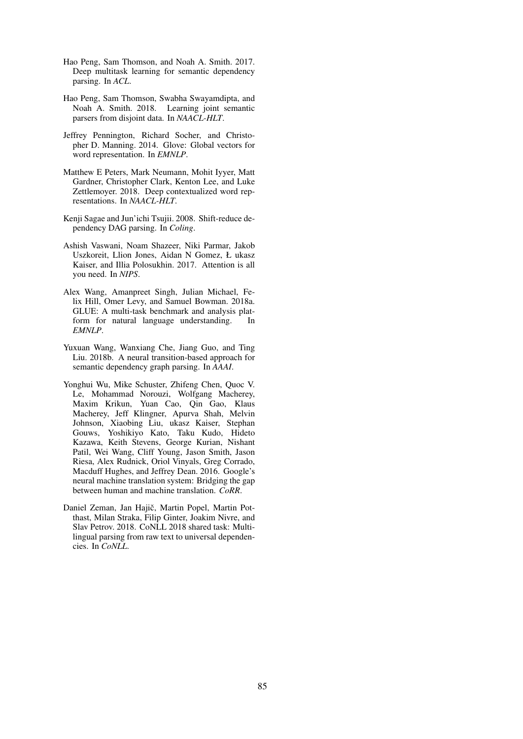Hao Peng, Sam Thomson, and Noah A. Smith. 2017. Deep multitask learning for semantic dependency parsing. In *ACL*.

Hao Peng, Sam Thomson, Swabha Swayamdipta, and Noah A. Smith. 2018. Learning joint semantic parsers from disjoint data. In *NAACL-HLT*.

Jeffrey Pennington, Richard Socher, and Christopher D. Manning. 2014. Glove: Global vectors for word representation. In *EMNLP*.

Matthew E Peters, Mark Neumann, Mohit Iyyer, Matt Gardner, Christopher Clark, Kenton Lee, and Luke Zettlemoyer. 2018. Deep contextualized word representations. In *NAACL-HLT*.

Kenji Sagae and Jun'ichi Tsujii. 2008. Shift-reduce dependency DAG parsing. In *Coling*.

Ashish Vaswani, Noam Shazeer, Niki Parmar, Jakob Uszkoreit, Llion Jones, Aidan N Gomez, Ł ukasz Kaiser, and Illia Polosukhin. 2017. Attention is all you need. In *NIPS*.

Alex Wang, Amanpreet Singh, Julian Michael, Felix Hill, Omer Levy, and Samuel Bowman. 2018a. GLUE: A multi-task benchmark and analysis platform for natural language understanding. In *EMNLP*.

Yuxuan Wang, Wanxiang Che, Jiang Guo, and Ting Liu. 2018b. A neural transition-based approach for semantic dependency graph parsing. In *AAAI*.

Yonghui Wu, Mike Schuster, Zhifeng Chen, Quoc V. Le, Mohammad Norouzi, Wolfgang Macherey, Maxim Krikun, Yuan Cao, Qin Gao, Klaus Macherey, Jeff Klingner, Apurva Shah, Melvin Johnson, Xiaobing Liu, ukasz Kaiser, Stephan Gouws, Yoshikiyo Kato, Taku Kudo, Hideto Kazawa, Keith Stevens, George Kurian, Nishant Patil, Wei Wang, Cliff Young, Jason Smith, Jason Riesa, Alex Rudnick, Oriol Vinyals, Greg Corrado, Macduff Hughes, and Jeffrey Dean. 2016. Google's neural machine translation system: Bridging the gap between human and machine translation. *CoRR*.

Daniel Zeman, Jan Hajič, Martin Popel, Martin Potthast, Milan Straka, Filip Ginter, Joakim Nivre, and Slav Petrov. 2018. CoNLL 2018 shared task: Multilingual parsing from raw text to universal dependencies. In *CoNLL*.